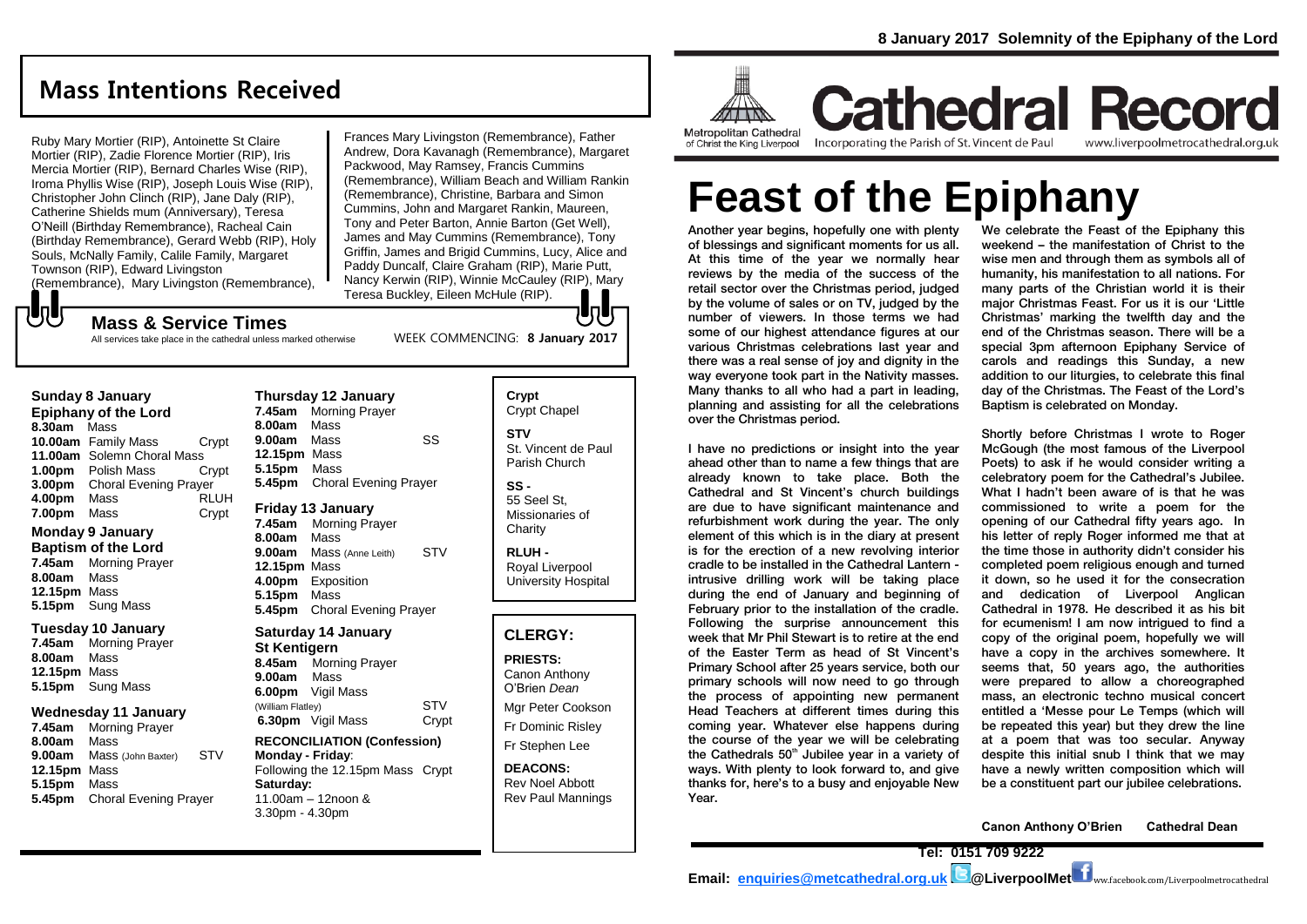8 January 2017 Solemnity of the Epiphany of the Lord

## Mass Intentions Received

Ruby Mary Mortier (RIP), Antoinette St Claire Mortier (RIP), Zadie Florence Mortier (RIP), Iris Mercia Mortier (RIP), Bernard Charles Wise (RIP), Iroma Phyllis Wise (RIP), Joseph Louis Wise (RIP), Christopher John Clinch (RIP), Jane Daly (RIP), Catherine Shields mum (Anniversary), Teresa O'Neill (Birthday Remembrance), Racheal Cain (Birthday Remembrance), Gerard Webb (RIP), Holy Souls, McNally Family, Calile Family, Margaret Townson (RIP), Edward Livingston (Remembrance), Mary Livingston (Remembrance), Frances Mary Livingston (Remembrance), Father Andrew, Dora Kavanagh (Remembrance), Margaret Packwood, May Ramsey, Francis Cummins (Remembrance), William Beach and William Rankin (Remembrance), Christine, Barbara and Simon Cummins, John and Margaret Rankin, Maureen, Tony and Peter Barton, Annie Barton (Get Well), James and May Cummins (Remembrance), Tony Griffin, James and Brigid Cummins, Lucy, Alice and Paddy Duncalf, Claire Graham (RIP), Marie Putt, Nancy Kerwin (RIP), Winnie McCauley (RIP), Mary Teresa Buckley, Eileen McHule (RIP).

## Mass & Service Times

All services take place in the cathedral unless marked otherwise

WEEK COMMENCING: **8 January 2017**

### Sunday 8 January
**Epiphany of the Lord**

**8.30am** Mass
**10.00am** Family Mass — Crypt
**11.00am** Solemn Choral Mass
**1.00pm** Polish Mass — Crypt
**3.00pm** Choral Evening Prayer
**4.00pm** Mass — RLUH
**7.00pm** Mass — Crypt

### Monday 9 January
**Baptism of the Lord**

**7.45am** Morning Prayer
**8.00am** Mass
**12.15pm** Mass
**5.15pm** Sung Mass

### Tuesday 10 January

**7.45am** Morning Prayer
**8.00am** Mass
**12.15pm** Mass
**5.15pm** Sung Mass

### Wednesday 11 January

**7.45am** Morning Prayer
**8.00am** Mass
**9.00am** Mass (John Baxter) — STV
**12.15pm** Mass
**5.15pm** Mass
**5.45pm** Choral Evening Prayer

### Thursday 12 January

**7.45am** Morning Prayer
**8.00am** Mass
**9.00am** Mass — SS
**12.15pm** Mass
**5.15pm** Mass
**5.45pm** Choral Evening Prayer

### Friday 13 January

**7.45am** Morning Prayer
**8.00am** Mass
**9.00am** Mass (Anne Leith) — STV
**12.15pm** Mass
**4.00pm** Exposition
**5.15pm** Mass
**5.45pm** Choral Evening Prayer

### Saturday 14 January
**St Kentigern**

**8.45am** Morning Prayer
**9.00am** Mass
**6.00pm** Vigil Mass (William Flatley) — STV
**6.30pm** Vigil Mass — Crypt

**RECONCILIATION (Confession)**
**Monday - Friday**:
Following the 12.15pm Mass Crypt
**Saturday:**
11.00am – 12noon &
3.30pm - 4.30pm

**Crypt**
Crypt Chapel

**STV**
St. Vincent de Paul Parish Church

**SS -**
55 Seel St, Missionaries of Charity

**RLUH -**
Royal Liverpool University Hospital

## CLERGY:

**PRIESTS:**
Canon Anthony O'Brien *Dean*
Mgr Peter Cookson
Fr Dominic Risley
Fr Stephen Lee

**DEACONS:**
Rev Noel Abbott
Rev Paul Mannings

Metropolitan Cathedral of Christ the King Liverpool

# Cathedral Record

Incorporating the Parish of St. Vincent de Paul — www.liverpoolmetrocathedral.org.uk

# Feast of the Epiphany

Another year begins, hopefully one with plenty of blessings and significant moments for us all. At this time of the year we normally hear reviews by the media of the success of the retail sector over the Christmas period, judged by the volume of sales or on TV, judged by the number of viewers. In those terms we had some of our highest attendance figures at our various Christmas celebrations last year and there was a real sense of joy and dignity in the way everyone took part in the Nativity masses. Many thanks to all who had a part in leading, planning and assisting for all the celebrations over the Christmas period.

I have no predictions or insight into the year ahead other than to name a few things that are already known to take place. Both the Cathedral and St Vincent's church buildings are due to have significant maintenance and refurbishment work during the year. The only element of this which is in the diary at present is for the erection of a new revolving interior cradle to be installed in the Cathedral Lantern - intrusive drilling work will be taking place during the end of January and beginning of February prior to the installation of the cradle. Following the surprise announcement this week that Mr Phil Stewart is to retire at the end of the Easter Term as head of St Vincent's Primary School after 25 years service, both our primary schools will now need to go through the process of appointing new permanent Head Teachers at different times during this coming year. Whatever else happens during the course of the year we will be celebrating the Cathedrals 50th Jubilee year in a variety of ways. With plenty to look forward to, and give thanks for, here's to a busy and enjoyable New Year.

We celebrate the Feast of the Epiphany this weekend – the manifestation of Christ to the wise men and through them as symbols all of humanity, his manifestation to all nations. For many parts of the Christian world it is their major Christmas Feast. For us it is our 'Little Christmas' marking the twelfth day and the end of the Christmas season. There will be a special 3pm afternoon Epiphany Service of carols and readings this Sunday, a new addition to our liturgies, to celebrate this final day of the Christmas. The Feast of the Lord's Baptism is celebrated on Monday.

Shortly before Christmas I wrote to Roger McGough (the most famous of the Liverpool Poets) to ask if he would consider writing a celebratory poem for the Cathedral's Jubilee. What I hadn't been aware of is that he was commissioned to write a poem for the opening of our Cathedral fifty years ago. In his letter of reply Roger informed me that at the time those in authority didn't consider his completed poem religious enough and turned it down, so he used it for the consecration and dedication of Liverpool Anglican Cathedral in 1978. He described it as his bit for ecumenism! I am now intrigued to find a copy of the original poem, hopefully we will have a copy in the archives somewhere. It seems that, 50 years ago, the authorities were prepared to allow a choreographed mass, an electronic techno musical concert entitled a 'Messe pour Le Temps (which will be repeated this year) but they drew the line at a poem that was too secular. Anyway despite this initial snub I think that we may have a newly written composition which will be a constituent part our jubilee celebrations.

**Canon Anthony O'Brien — Cathedral Dean**

**Tel: 0151 709 9222**

**Email: enquiries@metcathedral.org.uk @LiverpoolMet** www.facebook.com/Liverpoolmetrocathedral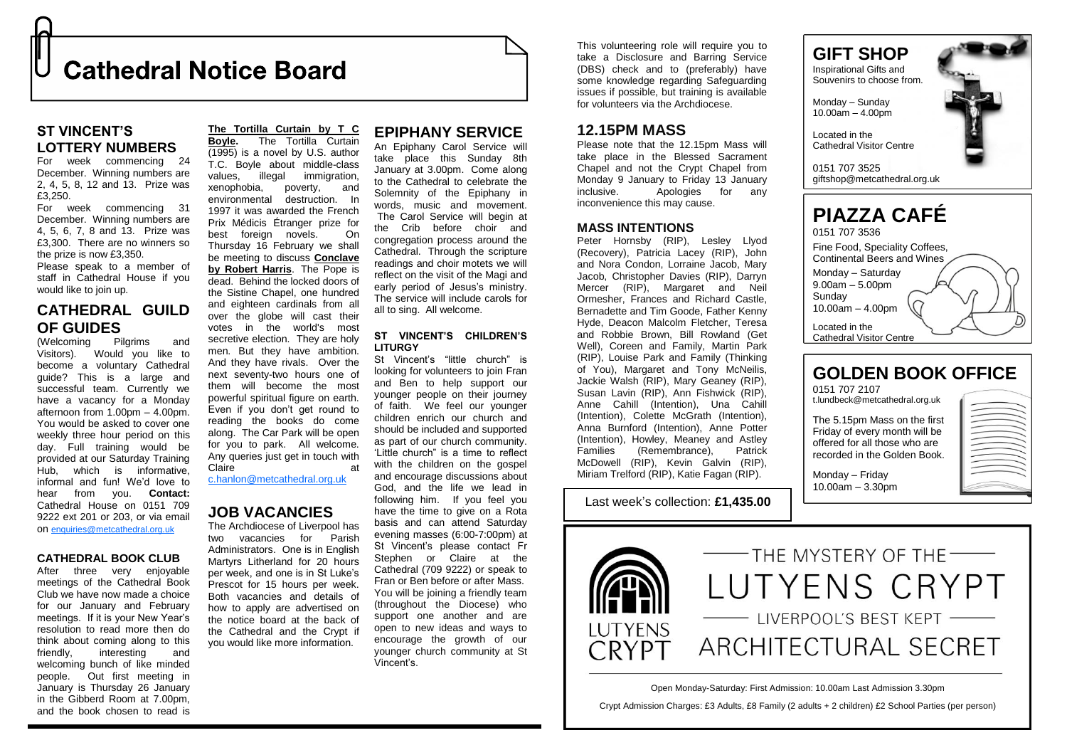# Cathedral Notice Board

## ST VINCENT'S LOTTERY NUMBERS

For week commencing 24 December. Winning numbers are 2, 4, 5, 8, 12 and 13. Prize was £3,250.

For week commencing 31 December. Winning numbers are 4, 5, 6, 7, 8 and 13. Prize was £3,300. There are no winners so the prize is now £3,350.

Please speak to a member of staff in Cathedral House if you would like to join up.

## CATHEDRAL GUILD OF GUIDES

(Welcoming Pilgrims and Visitors). Would you like to become a voluntary Cathedral guide? This is a large and successful team. Currently we have a vacancy for a Monday afternoon from 1.00pm – 4.00pm. You would be asked to cover one weekly three hour period on this day. Full training would be provided at our Saturday Training Hub, which is informative, informal and fun! We'd love to hear from you. **Contact:** Cathedral House on 0151 709 9222 ext 201 or 203, or via email on enquiries@metcathedral.org.uk

### CATHEDRAL BOOK CLUB

After three very enjoyable meetings of the Cathedral Book Club we have now made a choice for our January and February meetings. If it is your New Year's resolution to read more then do think about coming along to this friendly, interesting and welcoming bunch of like minded people. Out first meeting in January is Thursday 26 January in the Gibberd Room at 7.00pm, and the book chosen to read is **The Tortilla Curtain by T C Boyle.** The Tortilla Curtain (1995) is a novel by U.S. author T.C. Boyle about middle-class values, illegal immigration, xenophobia, poverty, and environmental destruction. In 1997 it was awarded the French Prix Médicis Étranger prize for best foreign novels. On Thursday 16 February we shall be meeting to discuss **Conclave by Robert Harris**. The Pope is dead. Behind the locked doors of the Sistine Chapel, one hundred and eighteen cardinals from all over the globe will cast their votes in the world's most secretive election. They are holy men. But they have ambition. And they have rivals. Over the next seventy-two hours one of them will become the most powerful spiritual figure on earth. Even if you don't get round to reading the books do come along. The Car Park will be open for you to park. All welcome. Any queries just get in touch with Claire at c.hanlon@metcathedral.org.uk

## JOB VACANCIES

The Archdiocese of Liverpool has two vacancies for Parish Administrators. One is in English Martyrs Litherland for 20 hours per week, and one is in St Luke's Prescot for 15 hours per week. Both vacancies and details of how to apply are advertised on the notice board at the back of the Cathedral and the Crypt if you would like more information.

## EPIPHANY SERVICE

An Epiphany Carol Service will take place this Sunday 8th January at 3.00pm. Come along to the Cathedral to celebrate the Solemnity of the Epiphany in words, music and movement. The Carol Service will begin at the Crib before choir and congregation process around the Cathedral. Through the scripture readings and choir motets we will reflect on the visit of the Magi and early period of Jesus's ministry. The service will include carols for all to sing. All welcome.

### ST VINCENT'S CHILDREN'S LITURGY

St Vincent's "little church" is looking for volunteers to join Fran and Ben to help support our younger people on their journey of faith. We feel our younger children enrich our church and should be included and supported as part of our church community. 'Little church" is a time to reflect with the children on the gospel and encourage discussions about God, and the life we lead in following him. If you feel you have the time to give on a Rota basis and can attend Saturday evening masses (6:00-7:00pm) at St Vincent's please contact Fr Stephen or Claire at the Cathedral (709 9222) or speak to Fran or Ben before or after Mass. You will be joining a friendly team (throughout the Diocese) who support one another and are open to new ideas and ways to encourage the growth of our younger church community at St Vincent's.

This volunteering role will require you to take a Disclosure and Barring Service (DBS) check and to (preferably) have some knowledge regarding Safeguarding issues if possible, but training is available for volunteers via the Archdiocese.

## 12.15PM MASS

Please note that the 12.15pm Mass will take place in the Blessed Sacrament Chapel and not the Crypt Chapel from Monday 9 January to Friday 13 January inclusive. Apologies for any inconvenience this may cause.

### MASS INTENTIONS

Peter Hornsby (RIP), Lesley Llyod (Recovery), Patricia Lacey (RIP), John and Nora Condon, Lorraine Jacob, Mary Jacob, Christopher Davies (RIP), Darryn Mercer (RIP), Margaret and Neil Ormesher, Frances and Richard Castle, Bernadette and Tim Goode, Father Kenny Hyde, Deacon Malcolm Fletcher, Teresa and Robbie Brown, Bill Rowland (Get Well), Coreen and Family, Martin Park (RIP), Louise Park and Family (Thinking of You), Margaret and Tony McNeilis, Jackie Walsh (RIP), Mary Geaney (RIP), Susan Lavin (RIP), Ann Fishwick (RIP), Anne Cahill (Intention), Una Cahill (Intention), Colette McGrath (Intention), Anna Burnford (Intention), Anne Potter (Intention), Howley, Meaney and Astley Families (Remembrance), Patrick McDowell (RIP), Kevin Galvin (RIP), Miriam Trelford (RIP), Katie Fagan (RIP).

Last week's collection: **£1,435.00**

## GIFT SHOP

Inspirational Gifts and Souvenirs to choose from.

Monday – Sunday
10.00am – 4.00pm

Located in the Cathedral Visitor Centre

0151 707 3525
giftshop@metcathedral.org.uk

## PIAZZA CAFÉ

0151 707 3536

Fine Food, Speciality Coffees, Continental Beers and Wines

Monday – Saturday
9.00am – 5.00pm
Sunday
10.00am – 4.00pm

Located in the Cathedral Visitor Centre

## GOLDEN BOOK OFFICE

0151 707 2107
t.lundbeck@metcathedral.org.uk

The 5.15pm Mass on the first Friday of every month will be offered for all those who are recorded in the Golden Book.

Monday – Friday
10.00am – 3.30pm

LUTYENS CRYPT

THE MYSTERY OF THE
LUTYENS CRYPT
LIVERPOOL'S BEST KEPT
ARCHITECTURAL SECRET

Open Monday-Saturday: First Admission: 10.00am Last Admission 3.30pm

Crypt Admission Charges: £3 Adults, £8 Family (2 adults + 2 children) £2 School Parties (per person)